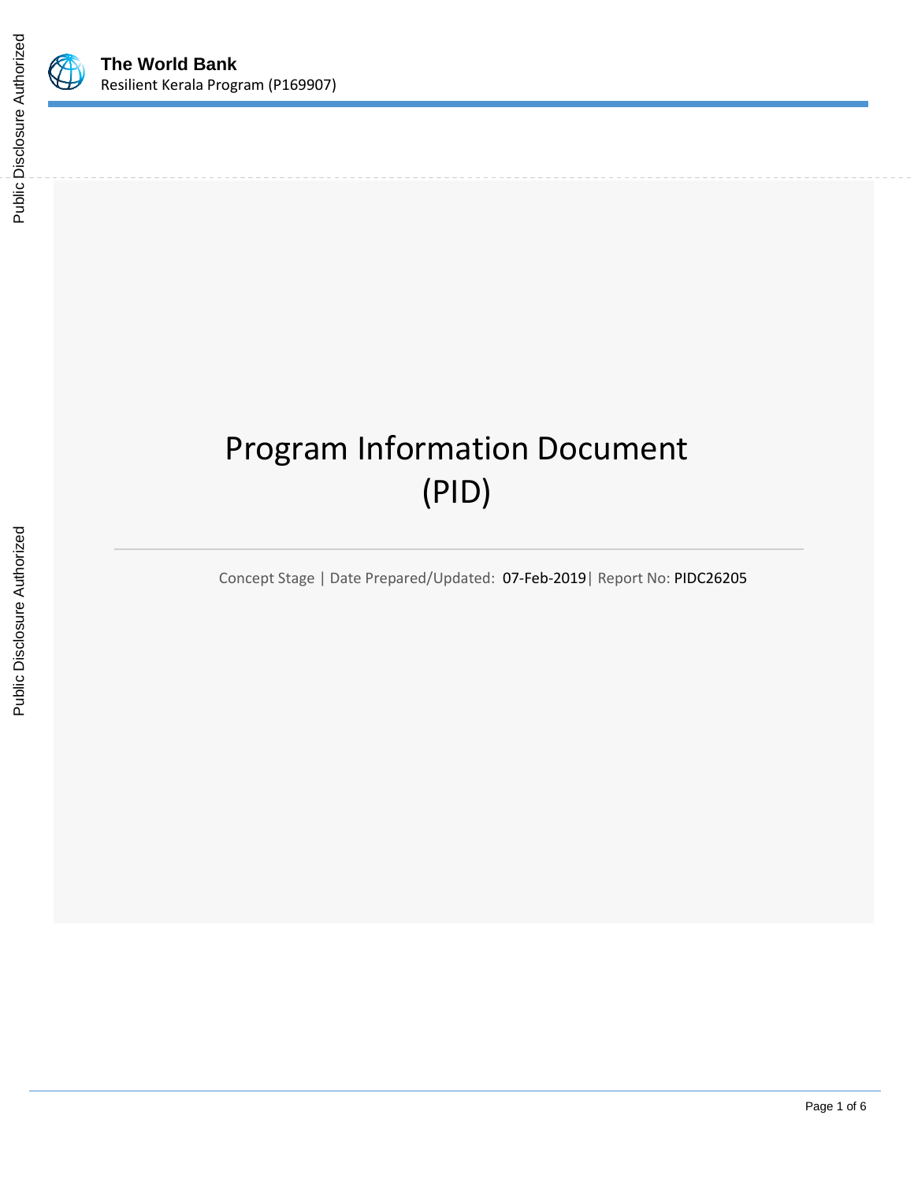**The World Bank**
Resilient Kerala Program (P169907)

# Program Information Document (PID)

Concept Stage | Date Prepared/Updated: 07-Feb-2019| Report No: PIDC26205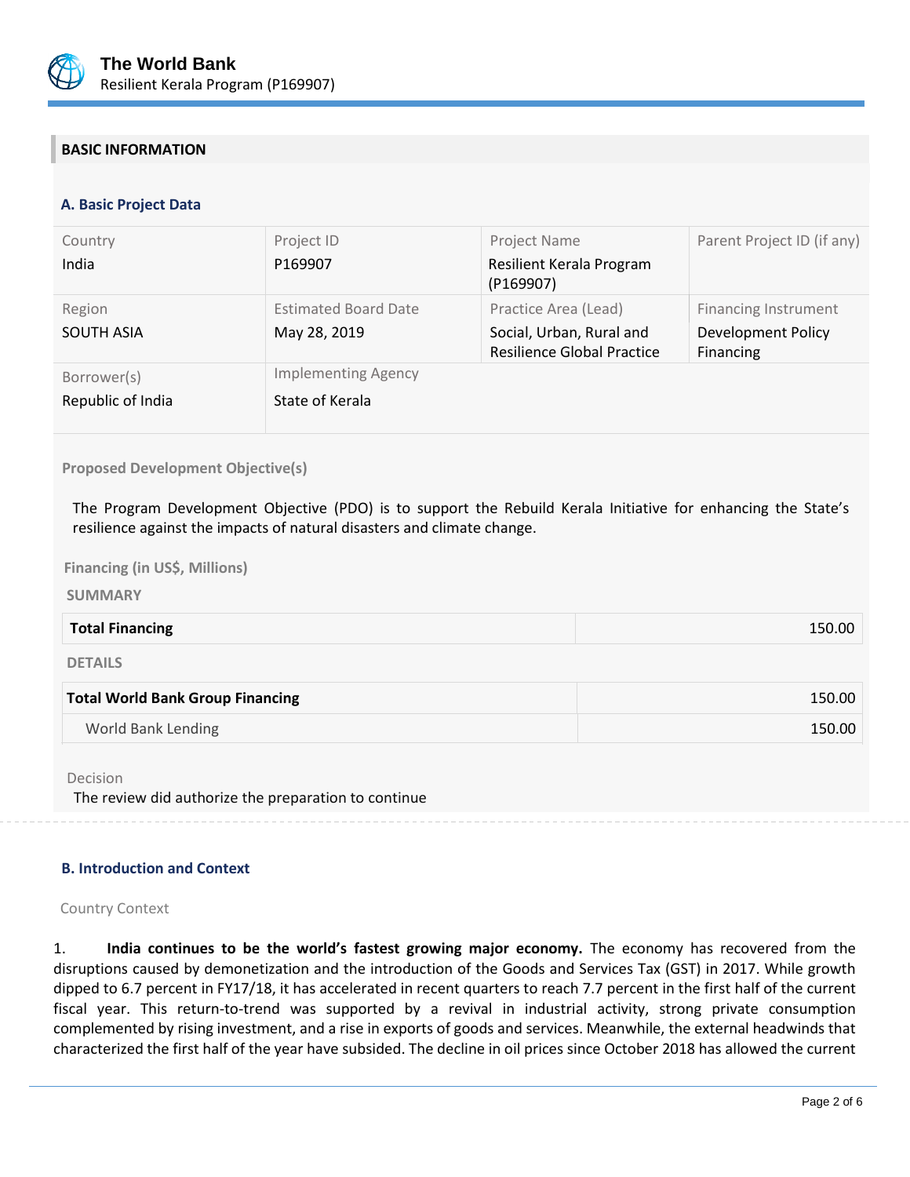## BASIC INFORMATION

### A. Basic Project Data

| Country | Project ID | Project Name | Parent Project ID (if any) |
|---|---|---|---|
| India | P169907 | Resilient Kerala Program (P169907) | |
| **Region** | **Estimated Board Date** | **Practice Area (Lead)** | **Financing Instrument** |
| SOUTH ASIA | May 28, 2019 | Social, Urban, Rural and Resilience Global Practice | Development Policy Financing |
| **Borrower(s)** | **Implementing Agency** | | |
| Republic of India | State of Kerala | | |

**Proposed Development Objective(s)**

The Program Development Objective (PDO) is to support the Rebuild Kerala Initiative for enhancing the State's resilience against the impacts of natural disasters and climate change.

**Financing (in US$, Millions)**

**SUMMARY**

| **Total Financing** | 150.00 |
|---|---|

**DETAILS**

| **Total World Bank Group Financing** | 150.00 |
|---|---|
| World Bank Lending | 150.00 |

Decision

The review did authorize the preparation to continue

### B. Introduction and Context

Country Context

1. **India continues to be the world's fastest growing major economy.** The economy has recovered from the disruptions caused by demonetization and the introduction of the Goods and Services Tax (GST) in 2017. While growth dipped to 6.7 percent in FY17/18, it has accelerated in recent quarters to reach 7.7 percent in the first half of the current fiscal year. This return-to-trend was supported by a revival in industrial activity, strong private consumption complemented by rising investment, and a rise in exports of goods and services. Meanwhile, the external headwinds that characterized the first half of the year have subsided. The decline in oil prices since October 2018 has allowed the current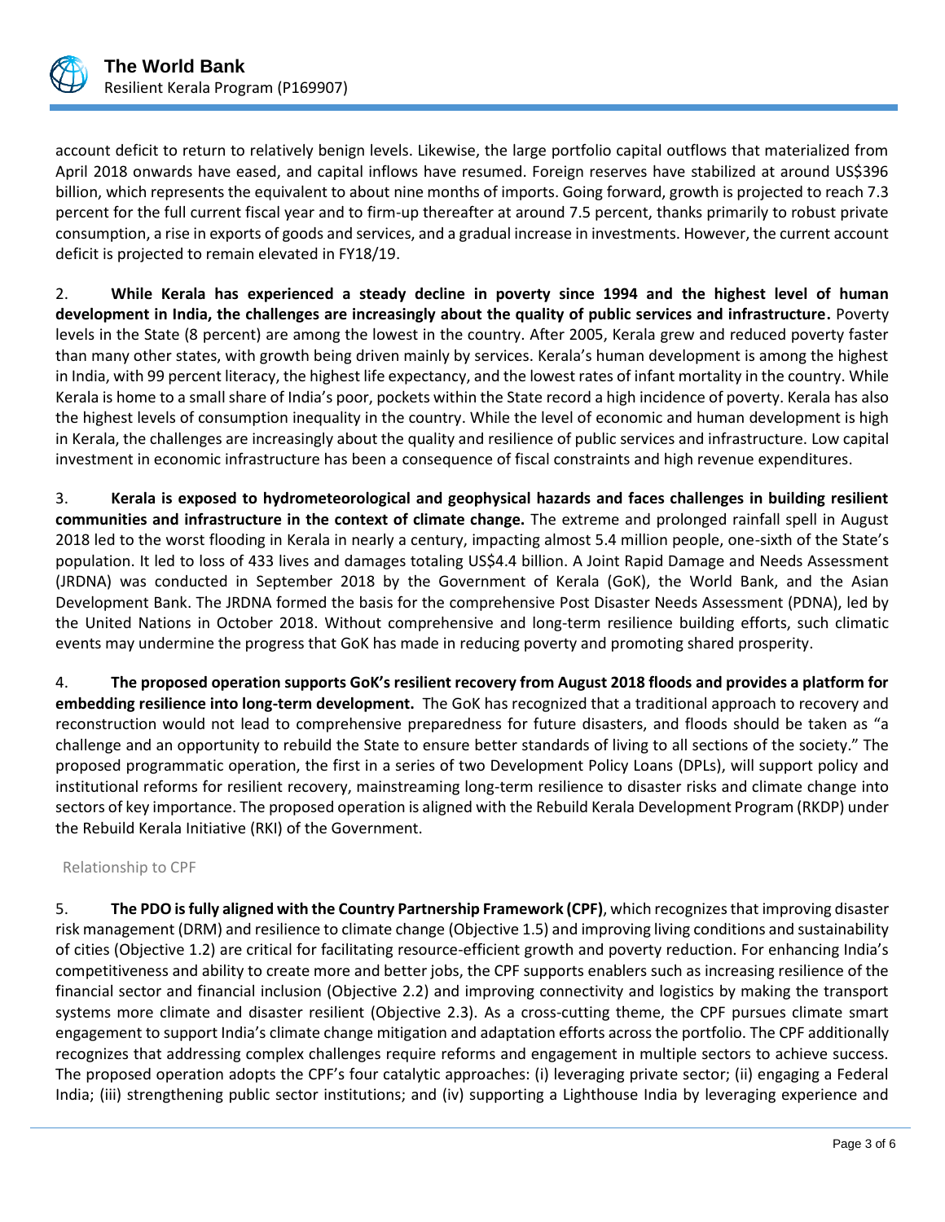account deficit to return to relatively benign levels. Likewise, the large portfolio capital outflows that materialized from April 2018 onwards have eased, and capital inflows have resumed. Foreign reserves have stabilized at around US$396 billion, which represents the equivalent to about nine months of imports. Going forward, growth is projected to reach 7.3 percent for the full current fiscal year and to firm-up thereafter at around 7.5 percent, thanks primarily to robust private consumption, a rise in exports of goods and services, and a gradual increase in investments. However, the current account deficit is projected to remain elevated in FY18/19.

2. **While Kerala has experienced a steady decline in poverty since 1994 and the highest level of human development in India, the challenges are increasingly about the quality of public services and infrastructure.** Poverty levels in the State (8 percent) are among the lowest in the country. After 2005, Kerala grew and reduced poverty faster than many other states, with growth being driven mainly by services. Kerala's human development is among the highest in India, with 99 percent literacy, the highest life expectancy, and the lowest rates of infant mortality in the country. While Kerala is home to a small share of India's poor, pockets within the State record a high incidence of poverty. Kerala has also the highest levels of consumption inequality in the country. While the level of economic and human development is high in Kerala, the challenges are increasingly about the quality and resilience of public services and infrastructure. Low capital investment in economic infrastructure has been a consequence of fiscal constraints and high revenue expenditures.

3. **Kerala is exposed to hydrometeorological and geophysical hazards and faces challenges in building resilient communities and infrastructure in the context of climate change.** The extreme and prolonged rainfall spell in August 2018 led to the worst flooding in Kerala in nearly a century, impacting almost 5.4 million people, one-sixth of the State's population. It led to loss of 433 lives and damages totaling US$4.4 billion. A Joint Rapid Damage and Needs Assessment (JRDNA) was conducted in September 2018 by the Government of Kerala (GoK), the World Bank, and the Asian Development Bank. The JRDNA formed the basis for the comprehensive Post Disaster Needs Assessment (PDNA), led by the United Nations in October 2018. Without comprehensive and long-term resilience building efforts, such climatic events may undermine the progress that GoK has made in reducing poverty and promoting shared prosperity.

4. **The proposed operation supports GoK's resilient recovery from August 2018 floods and provides a platform for embedding resilience into long-term development.** The GoK has recognized that a traditional approach to recovery and reconstruction would not lead to comprehensive preparedness for future disasters, and floods should be taken as "a challenge and an opportunity to rebuild the State to ensure better standards of living to all sections of the society." The proposed programmatic operation, the first in a series of two Development Policy Loans (DPLs), will support policy and institutional reforms for resilient recovery, mainstreaming long-term resilience to disaster risks and climate change into sectors of key importance. The proposed operation is aligned with the Rebuild Kerala Development Program (RKDP) under the Rebuild Kerala Initiative (RKI) of the Government.

Relationship to CPF

5. **The PDO is fully aligned with the Country Partnership Framework (CPF)**, which recognizes that improving disaster risk management (DRM) and resilience to climate change (Objective 1.5) and improving living conditions and sustainability of cities (Objective 1.2) are critical for facilitating resource-efficient growth and poverty reduction. For enhancing India's competitiveness and ability to create more and better jobs, the CPF supports enablers such as increasing resilience of the financial sector and financial inclusion (Objective 2.2) and improving connectivity and logistics by making the transport systems more climate and disaster resilient (Objective 2.3). As a cross-cutting theme, the CPF pursues climate smart engagement to support India's climate change mitigation and adaptation efforts across the portfolio. The CPF additionally recognizes that addressing complex challenges require reforms and engagement in multiple sectors to achieve success. The proposed operation adopts the CPF's four catalytic approaches: (i) leveraging private sector; (ii) engaging a Federal India; (iii) strengthening public sector institutions; and (iv) supporting a Lighthouse India by leveraging experience and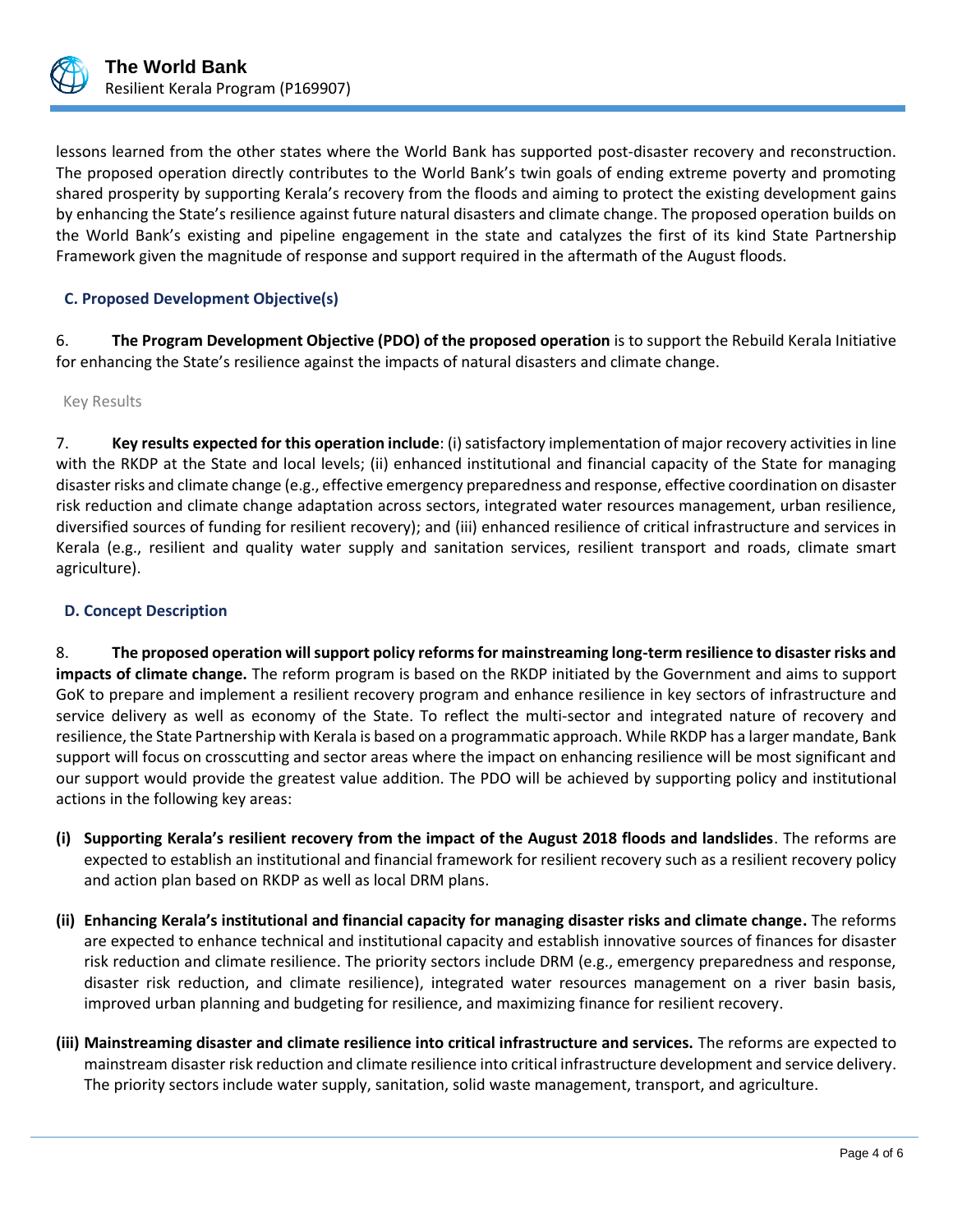lessons learned from the other states where the World Bank has supported post-disaster recovery and reconstruction. The proposed operation directly contributes to the World Bank's twin goals of ending extreme poverty and promoting shared prosperity by supporting Kerala's recovery from the floods and aiming to protect the existing development gains by enhancing the State's resilience against future natural disasters and climate change. The proposed operation builds on the World Bank's existing and pipeline engagement in the state and catalyzes the first of its kind State Partnership Framework given the magnitude of response and support required in the aftermath of the August floods.

### C. Proposed Development Objective(s)

6. **The Program Development Objective (PDO) of the proposed operation** is to support the Rebuild Kerala Initiative for enhancing the State's resilience against the impacts of natural disasters and climate change.

Key Results

7. **Key results expected for this operation include**: (i) satisfactory implementation of major recovery activities in line with the RKDP at the State and local levels; (ii) enhanced institutional and financial capacity of the State for managing disaster risks and climate change (e.g., effective emergency preparedness and response, effective coordination on disaster risk reduction and climate change adaptation across sectors, integrated water resources management, urban resilience, diversified sources of funding for resilient recovery); and (iii) enhanced resilience of critical infrastructure and services in Kerala (e.g., resilient and quality water supply and sanitation services, resilient transport and roads, climate smart agriculture).

### D. Concept Description

8. **The proposed operation will support policy reforms for mainstreaming long-term resilience to disaster risks and impacts of climate change.** The reform program is based on the RKDP initiated by the Government and aims to support GoK to prepare and implement a resilient recovery program and enhance resilience in key sectors of infrastructure and service delivery as well as economy of the State. To reflect the multi-sector and integrated nature of recovery and resilience, the State Partnership with Kerala is based on a programmatic approach. While RKDP has a larger mandate, Bank support will focus on crosscutting and sector areas where the impact on enhancing resilience will be most significant and our support would provide the greatest value addition. The PDO will be achieved by supporting policy and institutional actions in the following key areas:

- **(i) Supporting Kerala's resilient recovery from the impact of the August 2018 floods and landslides**. The reforms are expected to establish an institutional and financial framework for resilient recovery such as a resilient recovery policy and action plan based on RKDP as well as local DRM plans.

- **(ii) Enhancing Kerala's institutional and financial capacity for managing disaster risks and climate change.** The reforms are expected to enhance technical and institutional capacity and establish innovative sources of finances for disaster risk reduction and climate resilience. The priority sectors include DRM (e.g., emergency preparedness and response, disaster risk reduction, and climate resilience), integrated water resources management on a river basin basis, improved urban planning and budgeting for resilience, and maximizing finance for resilient recovery.

- **(iii) Mainstreaming disaster and climate resilience into critical infrastructure and services.** The reforms are expected to mainstream disaster risk reduction and climate resilience into critical infrastructure development and service delivery. The priority sectors include water supply, sanitation, solid waste management, transport, and agriculture.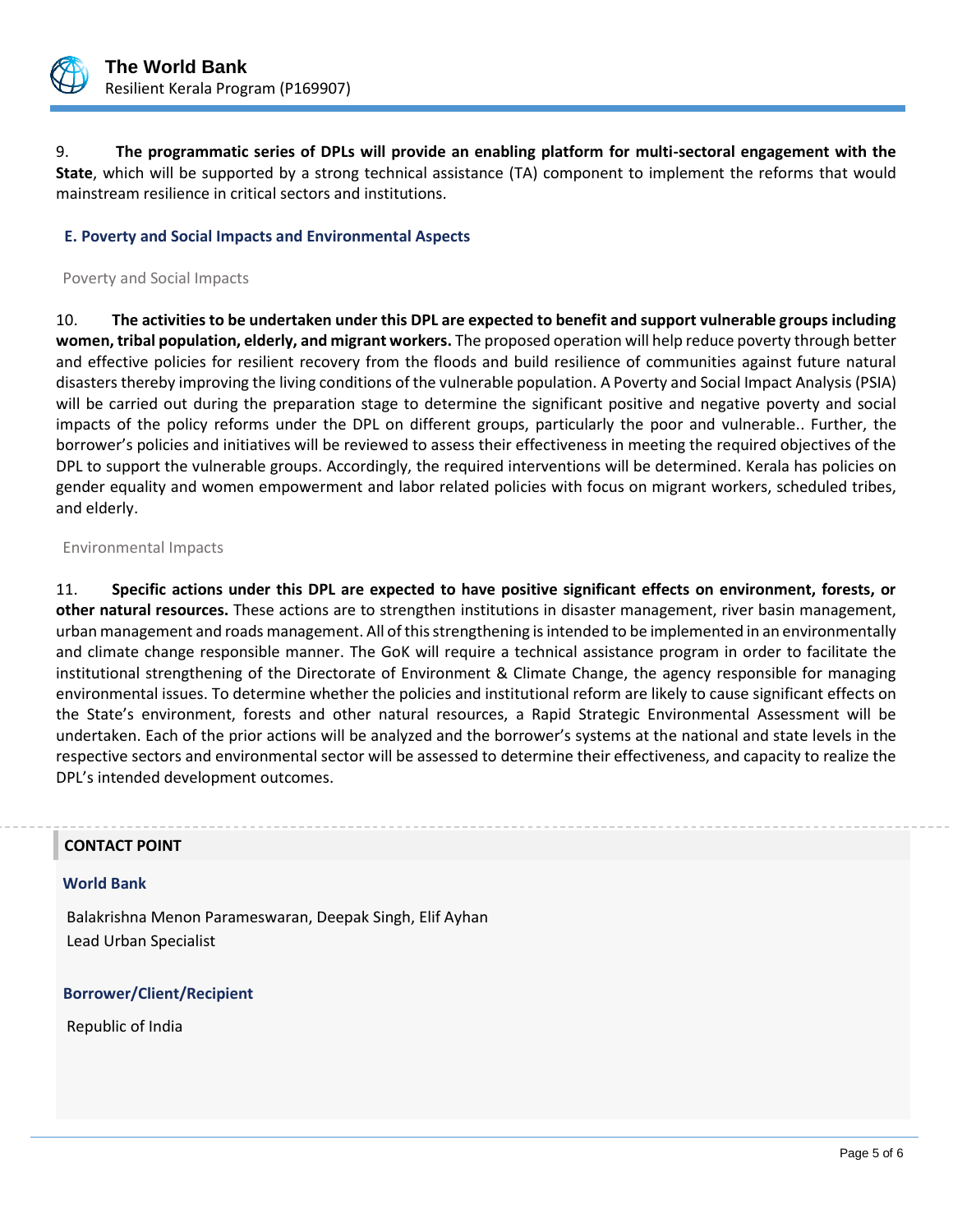9. **The programmatic series of DPLs will provide an enabling platform for multi-sectoral engagement with the State**, which will be supported by a strong technical assistance (TA) component to implement the reforms that would mainstream resilience in critical sectors and institutions.

### E. Poverty and Social Impacts and Environmental Aspects

Poverty and Social Impacts

10. **The activities to be undertaken under this DPL are expected to benefit and support vulnerable groups including women, tribal population, elderly, and migrant workers.** The proposed operation will help reduce poverty through better and effective policies for resilient recovery from the floods and build resilience of communities against future natural disasters thereby improving the living conditions of the vulnerable population. A Poverty and Social Impact Analysis (PSIA) will be carried out during the preparation stage to determine the significant positive and negative poverty and social impacts of the policy reforms under the DPL on different groups, particularly the poor and vulnerable.. Further, the borrower's policies and initiatives will be reviewed to assess their effectiveness in meeting the required objectives of the DPL to support the vulnerable groups. Accordingly, the required interventions will be determined. Kerala has policies on gender equality and women empowerment and labor related policies with focus on migrant workers, scheduled tribes, and elderly.

Environmental Impacts

11. **Specific actions under this DPL are expected to have positive significant effects on environment, forests, or other natural resources.** These actions are to strengthen institutions in disaster management, river basin management, urban management and roads management. All of this strengthening is intended to be implemented in an environmentally and climate change responsible manner. The GoK will require a technical assistance program in order to facilitate the institutional strengthening of the Directorate of Environment & Climate Change, the agency responsible for managing environmental issues. To determine whether the policies and institutional reform are likely to cause significant effects on the State's environment, forests and other natural resources, a Rapid Strategic Environmental Assessment will be undertaken. Each of the prior actions will be analyzed and the borrower's systems at the national and state levels in the respective sectors and environmental sector will be assessed to determine their effectiveness, and capacity to realize the DPL's intended development outcomes.

## CONTACT POINT

### World Bank

Balakrishna Menon Parameswaran, Deepak Singh, Elif Ayhan
Lead Urban Specialist

### Borrower/Client/Recipient

Republic of India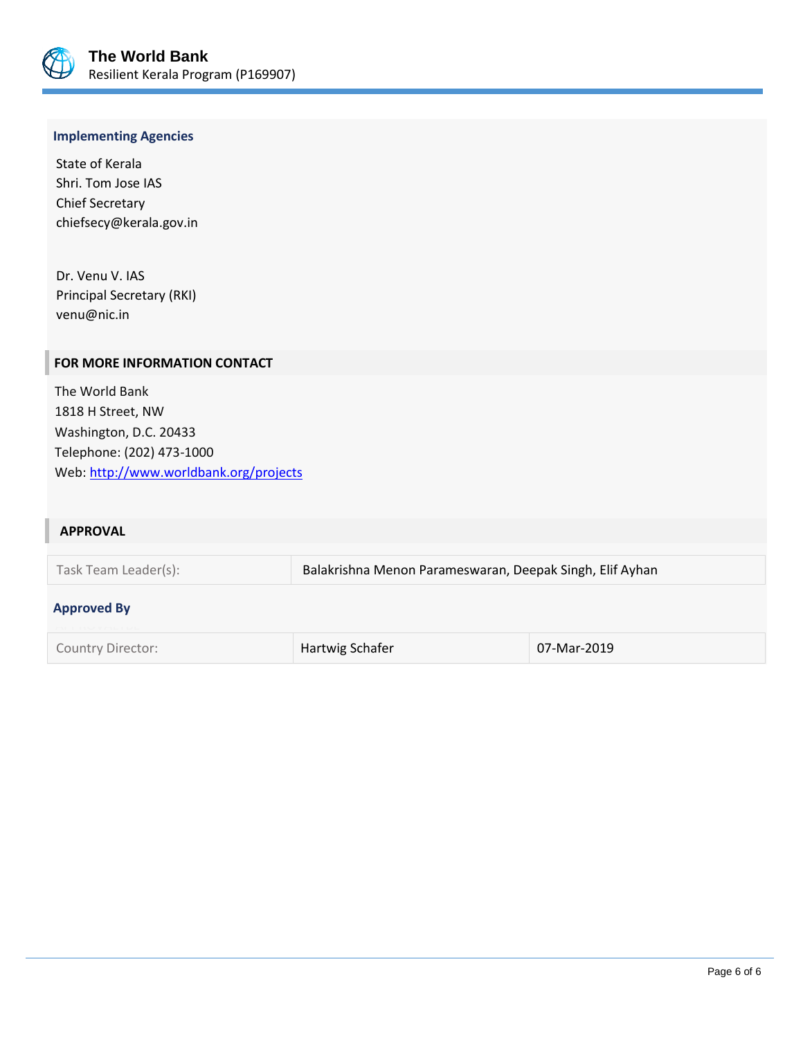### Implementing Agencies

State of Kerala
Shri. Tom Jose IAS
Chief Secretary
chiefsecy@kerala.gov.in

Dr. Venu V. IAS
Principal Secretary (RKI)
venu@nic.in

## FOR MORE INFORMATION CONTACT

The World Bank
1818 H Street, NW
Washington, D.C. 20433
Telephone: (202) 473-1000
Web: http://www.worldbank.org/projects

## APPROVAL

| | |
|---|---|
| Task Team Leader(s): | Balakrishna Menon Parameswaran, Deepak Singh, Elif Ayhan |

### Approved By

| | | |
|---|---|---|
| Country Director: | Hartwig Schafer | 07-Mar-2019 |